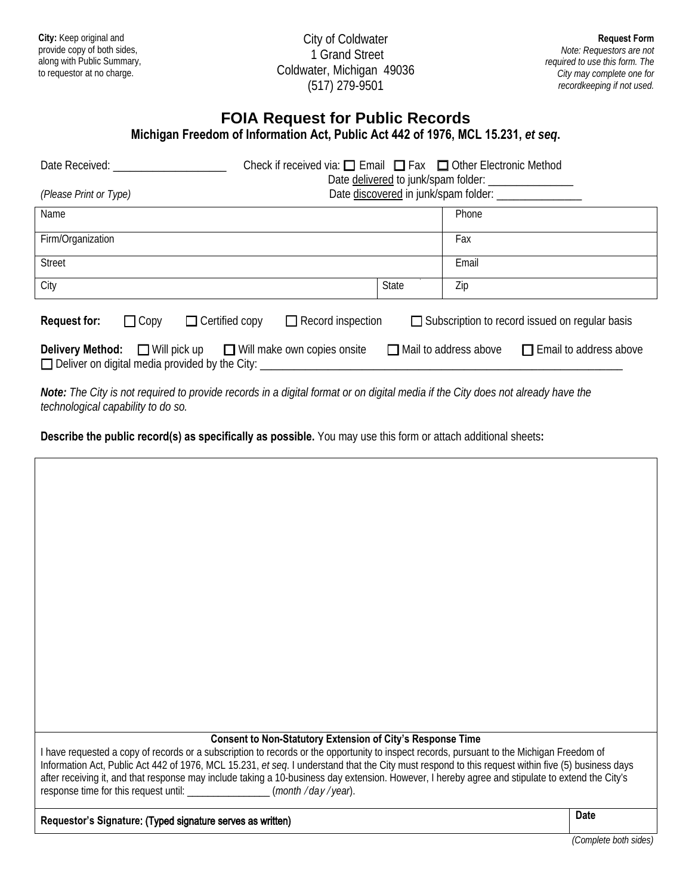**City:** Keep original and provide copy of both sides, along with Public Summary, to requestor at no charge.

City of Coldwater
1 Grand Street
Coldwater, Michigan 49036
(517) 279-9501

**Request Form**
*Note: Requestors are not required to use this form. The City may complete one for recordkeeping if not used.*

# FOIA Request for Public Records

**Michigan Freedom of Information Act, Public Act 442 of 1976, MCL 15.231, *et seq*.**

Date Received: ____________________ Check if received via: ☐ Email ☐ Fax ☐ Other Electronic Method
Date delivered to junk/spam folder: _______________
Date discovered in junk/spam folder: _______________

*(Please Print or Type)*

| Name | | Phone |
|---|---|---|
| Firm/Organization | | Fax |
| Street | | Email |
| City | State | Zip |

**Request for:** ☐ Copy ☐ Certified copy ☐ Record inspection ☐ Subscription to record issued on regular basis

**Delivery Method:** ☐ Will pick up ☐ Will make own copies onsite ☐ Mail to address above ☐ Email to address above
☐ Deliver on digital media provided by the City: ______________________________________________________________

***Note:*** *The City is not required to provide records in a digital format or on digital media if the City does not already have the technological capability to do so.*

**Describe the public record(s) as specifically as possible.** You may use this form or attach additional sheets**:**

**Consent to Non-Statutory Extension of City's Response Time**

I have requested a copy of records or a subscription to records or the opportunity to inspect records, pursuant to the Michigan Freedom of Information Act, Public Act 442 of 1976, MCL 15.231, *et seq*. I understand that the City must respond to this request within five (5) business days after receiving it, and that response may include taking a 10-business day extension. However, I hereby agree and stipulate to extend the City's response time for this request until: ________________ (*month / day / year*).

| Requestor's Signature: (Typed signature serves as written) | Date |
|---|---|

*(Complete both sides)*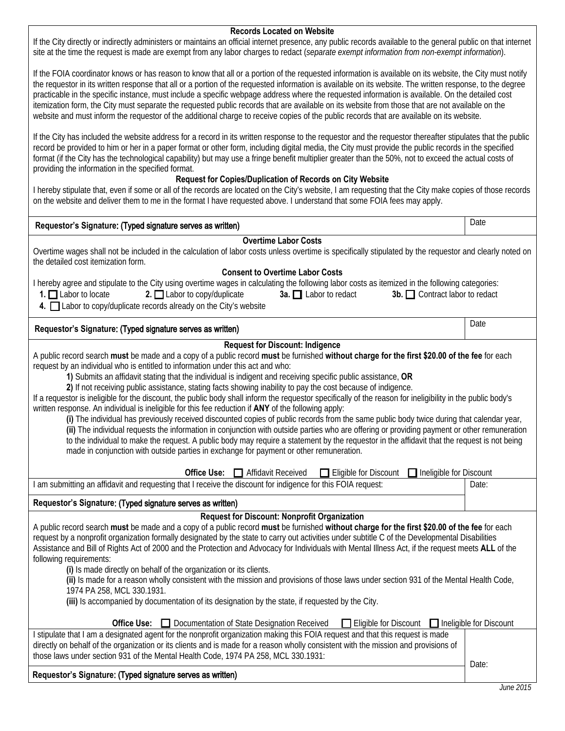### Records Located on Website

If the City directly or indirectly administers or maintains an official internet presence, any public records available to the general public on that internet site at the time the request is made are exempt from any labor charges to redact (*separate exempt information from non-exempt information*).

If the FOIA coordinator knows or has reason to know that all or a portion of the requested information is available on its website, the City must notify the requestor in its written response that all or a portion of the requested information is available on its website. The written response, to the degree practicable in the specific instance, must include a specific webpage address where the requested information is available. On the detailed cost itemization form, the City must separate the requested public records that are available on its website from those that are not available on the website and must inform the requestor of the additional charge to receive copies of the public records that are available on its website.

If the City has included the website address for a record in its written response to the requestor and the requestor thereafter stipulates that the public record be provided to him or her in a paper format or other form, including digital media, the City must provide the public records in the specified format (if the City has the technological capability) but may use a fringe benefit multiplier greater than the 50%, not to exceed the actual costs of providing the information in the specified format.

### Request for Copies/Duplication of Records on City Website

I hereby stipulate that, even if some or all of the records are located on the City's website, I am requesting that the City make copies of those records on the website and deliver them to me in the format I have requested above. I understand that some FOIA fees may apply.

| Requestor's Signature: (Typed signature serves as written) | Date |
|---|---|

### Overtime Labor Costs

Overtime wages shall not be included in the calculation of labor costs unless overtime is specifically stipulated by the requestor and clearly noted on the detailed cost itemization form.

### Consent to Overtime Labor Costs

I hereby agree and stipulate to the City using overtime wages in calculating the following labor costs as itemized in the following categories:

**1.** ☐ Labor to locate **2.** ☐ Labor to copy/duplicate **3a.** ☐ Labor to redact **3b.** ☐ Contract labor to redact

**4.** ☐ Labor to copy/duplicate records already on the City's website

| Requestor's Signature: (Typed signature serves as written) | Date |
|---|---|

### Request for Discount: Indigence

A public record search **must** be made and a copy of a public record **must** be furnished **without charge for the first $20.00 of the fee** for each request by an individual who is entitled to information under this act and who:

**1)** Submits an affidavit stating that the individual is indigent and receiving specific public assistance, **OR**

**2)** If not receiving public assistance, stating facts showing inability to pay the cost because of indigence.

If a requestor is ineligible for the discount, the public body shall inform the requestor specifically of the reason for ineligibility in the public body's written response. An individual is ineligible for this fee reduction if **ANY** of the following apply:

**(i)** The individual has previously received discounted copies of public records from the same public body twice during that calendar year,

**(ii)** The individual requests the information in conjunction with outside parties who are offering or providing payment or other remuneration to the individual to make the request. A public body may require a statement by the requestor in the affidavit that the request is not being made in conjunction with outside parties in exchange for payment or other remuneration.

**Office Use:** ☐ Affidavit Received ☐ Eligible for Discount ☐ Ineligible for Discount

| | |
|---|---|
| I am submitting an affidavit and requesting that I receive the discount for indigence for this FOIA request: | Date: |
| Requestor's Signature: (Typed signature serves as written) | |

### Request for Discount: Nonprofit Organization

A public record search **must** be made and a copy of a public record **must** be furnished **without charge for the first $20.00 of the fee** for each request by a nonprofit organization formally designated by the state to carry out activities under subtitle C of the Developmental Disabilities Assistance and Bill of Rights Act of 2000 and the Protection and Advocacy for Individuals with Mental Illness Act, if the request meets **ALL** of the following requirements:

**(i)** Is made directly on behalf of the organization or its clients.

**(ii)** Is made for a reason wholly consistent with the mission and provisions of those laws under section 931 of the Mental Health Code, 1974 PA 258, MCL 330.1931.

**(iii)** Is accompanied by documentation of its designation by the state, if requested by the City.

**Office Use:** ☐ Documentation of State Designation Received ☐ Eligible for Discount ☐ Ineligible for Discount

| | |
|---|---|
| I stipulate that I am a designated agent for the nonprofit organization making this FOIA request and that this request is made directly on behalf of the organization or its clients and is made for a reason wholly consistent with the mission and provisions of those laws under section 931 of the Mental Health Code, 1974 PA 258, MCL 330.1931: | Date: |
| Requestor's Signature: (Typed signature serves as written) | |

*June 2015*